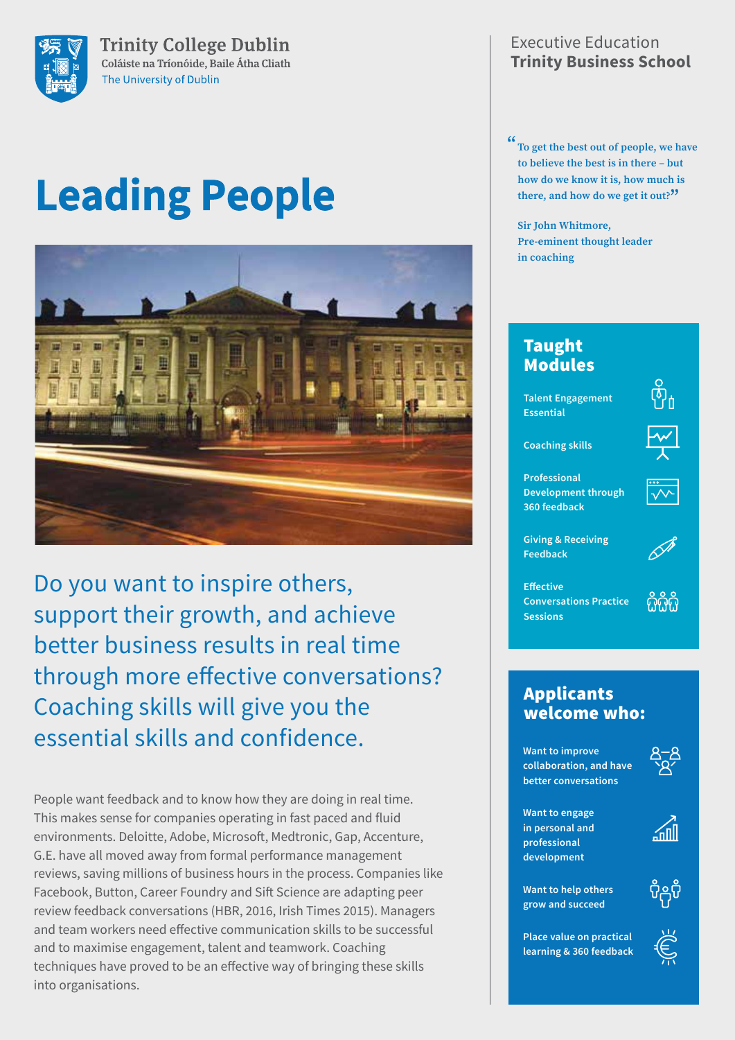Trinity College Dublin
Coláiste na Tríonóide, Baile Átha Cliath
The University of Dublin

# Leading People

## Do you want to inspire others, support their growth, and achieve better business results in real time through more effective conversations? Coaching skills will give you the essential skills and confidence.

People want feedback and to know how they are doing in real time. This makes sense for companies operating in fast paced and fluid environments. Deloitte, Adobe, Microsoft, Medtronic, Gap, Accenture, G.E. have all moved away from formal performance management reviews, saving millions of business hours in the process. Companies like Facebook, Button, Career Foundry and Sift Science are adapting peer review feedback conversations (HBR, 2016, Irish Times 2015). Managers and team workers need effective communication skills to be successful and to maximise engagement, talent and teamwork. Coaching techniques have proved to be an effective way of bringing these skills into organisations.

Executive Education
**Trinity Business School**

"To get the best out of people, we have to believe the best is in there – but how do we know it is, how much is there, and how do we get it out?"

Sir John Whitmore,
Pre-eminent thought leader in coaching

## Taught Modules

- Talent Engagement Essential
- Coaching skills
- Professional Development through 360 feedback
- Giving & Receiving Feedback
- Effective Conversations Practice Sessions

## Applicants welcome who:

- Want to improve collaboration, and have better conversations
- Want to engage in personal and professional development
- Want to help others grow and succeed
- Place value on practical learning & 360 feedback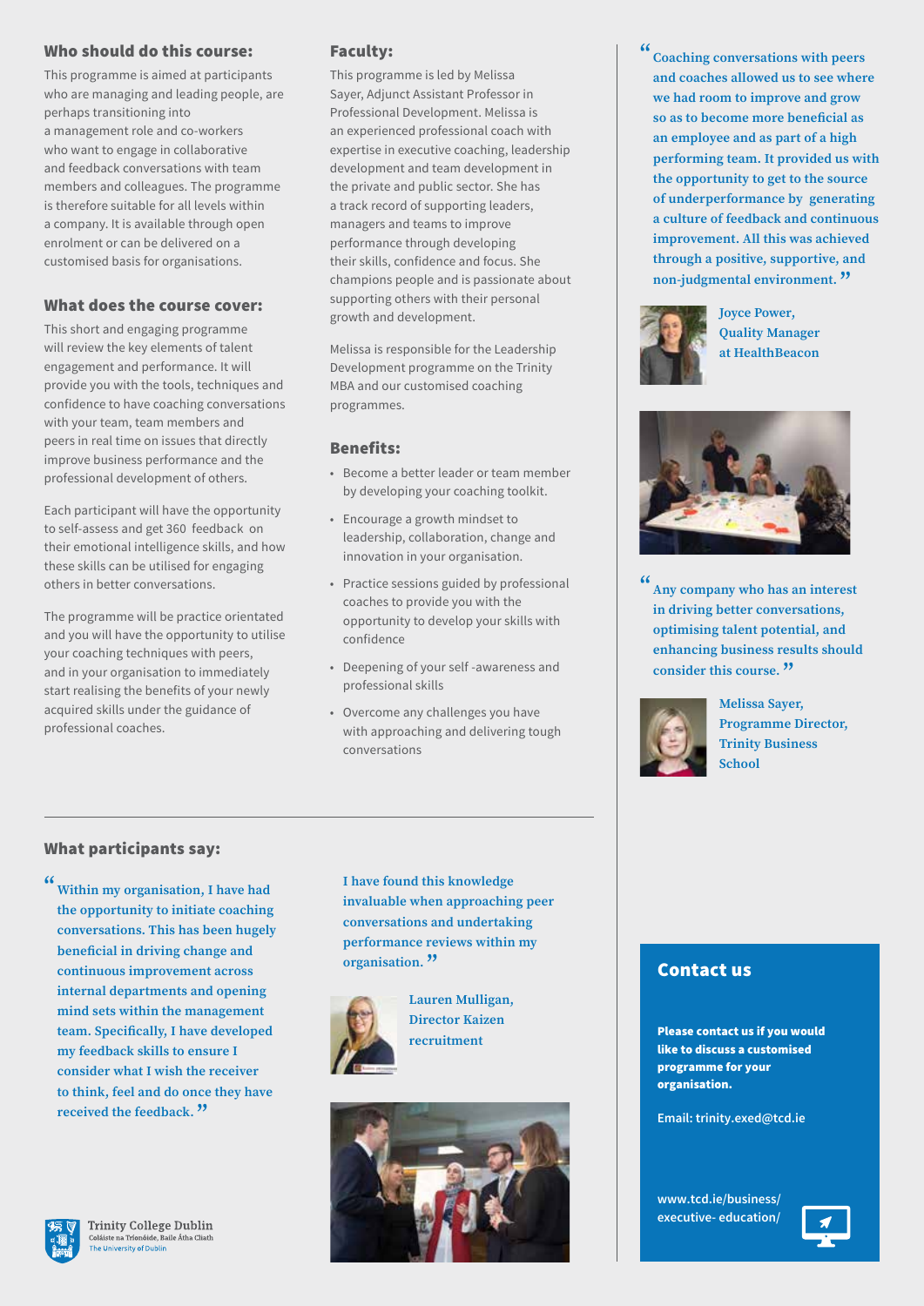## Who should do this course:

This programme is aimed at participants who are managing and leading people, are perhaps transitioning into a management role and co-workers who want to engage in collaborative and feedback conversations with team members and colleagues. The programme is therefore suitable for all levels within a company. It is available through open enrolment or can be delivered on a customised basis for organisations.

## What does the course cover:

This short and engaging programme will review the key elements of talent engagement and performance. It will provide you with the tools, techniques and confidence to have coaching conversations with your team, team members and peers in real time on issues that directly improve business performance and the professional development of others.

Each participant will have the opportunity to self-assess and get 360 feedback on their emotional intelligence skills, and how these skills can be utilised for engaging others in better conversations.

The programme will be practice orientated and you will have the opportunity to utilise your coaching techniques with peers, and in your organisation to immediately start realising the benefits of your newly acquired skills under the guidance of professional coaches.

## Faculty:

This programme is led by Melissa Sayer, Adjunct Assistant Professor in Professional Development. Melissa is an experienced professional coach with expertise in executive coaching, leadership development and team development in the private and public sector. She has a track record of supporting leaders, managers and teams to improve performance through developing their skills, confidence and focus. She champions people and is passionate about supporting others with their personal growth and development.

Melissa is responsible for the Leadership Development programme on the Trinity MBA and our customised coaching programmes.

## Benefits:

- Become a better leader or team member by developing your coaching toolkit.
- Encourage a growth mindset to leadership, collaboration, change and innovation in your organisation.
- Practice sessions guided by professional coaches to provide you with the opportunity to develop your skills with confidence
- Deepening of your self -awareness and professional skills
- Overcome any challenges you have with approaching and delivering tough conversations

"Coaching conversations with peers and coaches allowed us to see where we had room to improve and grow so as to become more beneficial as an employee and as part of a high performing team. It provided us with the opportunity to get to the source of underperformance by generating a culture of feedback and continuous improvement. All this was achieved through a positive, supportive, and non-judgmental environment."

**Joyce Power, Quality Manager at HealthBeacon**

"Any company who has an interest in driving better conversations, optimising talent potential, and enhancing business results should consider this course."

**Melissa Sayer, Programme Director, Trinity Business School**

## What participants say:

"Within my organisation, I have had the opportunity to initiate coaching conversations. This has been hugely beneficial in driving change and continuous improvement across internal departments and opening mind sets within the management team. Specifically, I have developed my feedback skills to ensure I consider what I wish the receiver to think, feel and do once they have received the feedback. I have found this knowledge invaluable when approaching peer conversations and undertaking performance reviews within my organisation."

**Lauren Mulligan, Director Kaizen recruitment**

## Contact us

**Please contact us if you would like to discuss a customised programme for your organisation.**

**Email: trinity.exed@tcd.ie**

**www.tcd.ie/business/executive- education/**

Trinity College Dublin
Coláiste na Tríonóide, Baile Átha Cliath
The University of Dublin